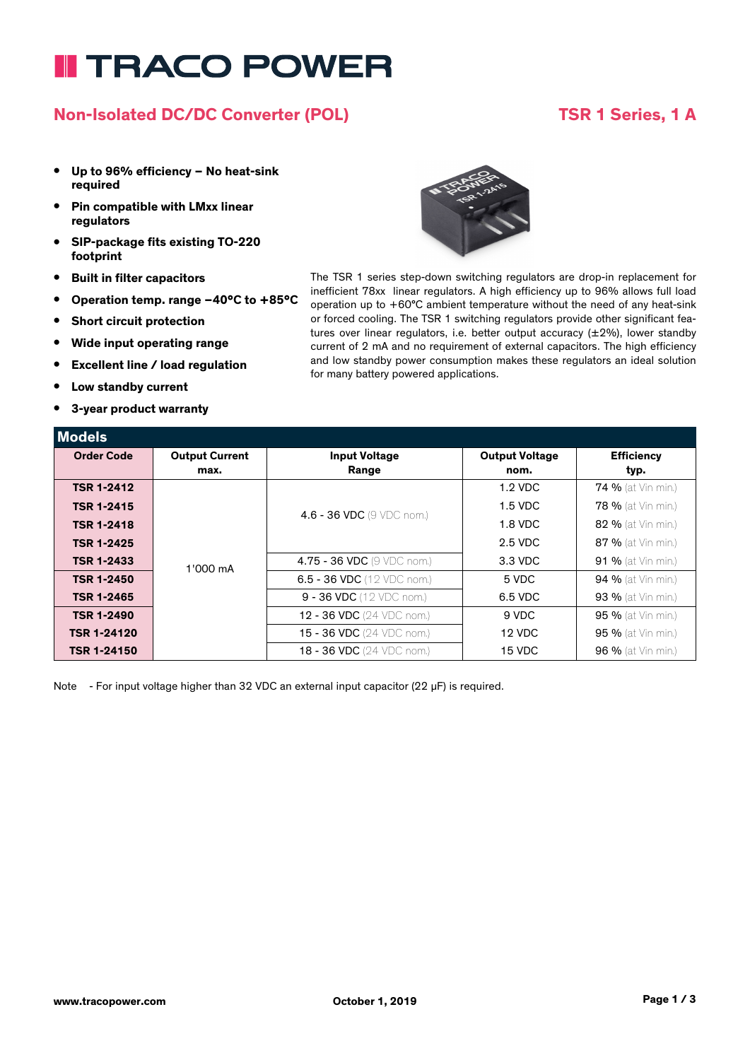# TRACO POWER

## Non-Isolated DC/DC Converter (POL)

## TSR 1 Series, 1 A

- **Up to 96% efficiency – No heat-sink required**
- **Pin compatible with LMxx linear regulators**
- **SIP-package fits existing TO-220 footprint**
- **Built in filter capacitors**
- **Operation temp. range –40°C to +85°C**
- **Short circuit protection**
- **Wide input operating range**
- **Excellent line / load regulation**
- **Low standby current**
- **3-year product warranty**

The TSR 1 series step-down switching regulators are drop-in replacement for inefficient 78xx linear regulators. A high efficiency up to 96% allows full load operation up to +60°C ambient temperature without the need of any heat-sink or forced cooling. The TSR 1 switching regulators provide other significant features over linear regulators, i.e. better output accuracy (±2%), lower standby current of 2 mA and no requirement of external capacitors. The high efficiency and low standby power consumption makes these regulators an ideal solution for many battery powered applications.

### Models

| Order Code | Output Current max. | Input Voltage Range | Output Voltage nom. | Efficiency typ. |
|---|---|---|---|---|
| **TSR 1-2412** | 1'000 mA | 4.6 - 36 VDC (9 VDC nom.) | 1.2 VDC | 74 % (at Vin min.) |
| **TSR 1-2415** | | | 1.5 VDC | 78 % (at Vin min.) |
| **TSR 1-2418** | | | 1.8 VDC | 82 % (at Vin min.) |
| **TSR 1-2425** | | | 2.5 VDC | 87 % (at Vin min.) |
| **TSR 1-2433** | | 4.75 - 36 VDC (9 VDC nom.) | 3.3 VDC | 91 % (at Vin min.) |
| **TSR 1-2450** | | 6.5 - 36 VDC (12 VDC nom.) | 5 VDC | 94 % (at Vin min.) |
| **TSR 1-2465** | | 9 - 36 VDC (12 VDC nom.) | 6.5 VDC | 93 % (at Vin min.) |
| **TSR 1-2490** | | 12 - 36 VDC (24 VDC nom.) | 9 VDC | 95 % (at Vin min.) |
| **TSR 1-24120** | | 15 - 36 VDC (24 VDC nom.) | 12 VDC | 95 % (at Vin min.) |
| **TSR 1-24150** | | 18 - 36 VDC (24 VDC nom.) | 15 VDC | 96 % (at Vin min.) |

Note - For input voltage higher than 32 VDC an external input capacitor (22 µF) is required.

www.tracopower.com October 1, 2019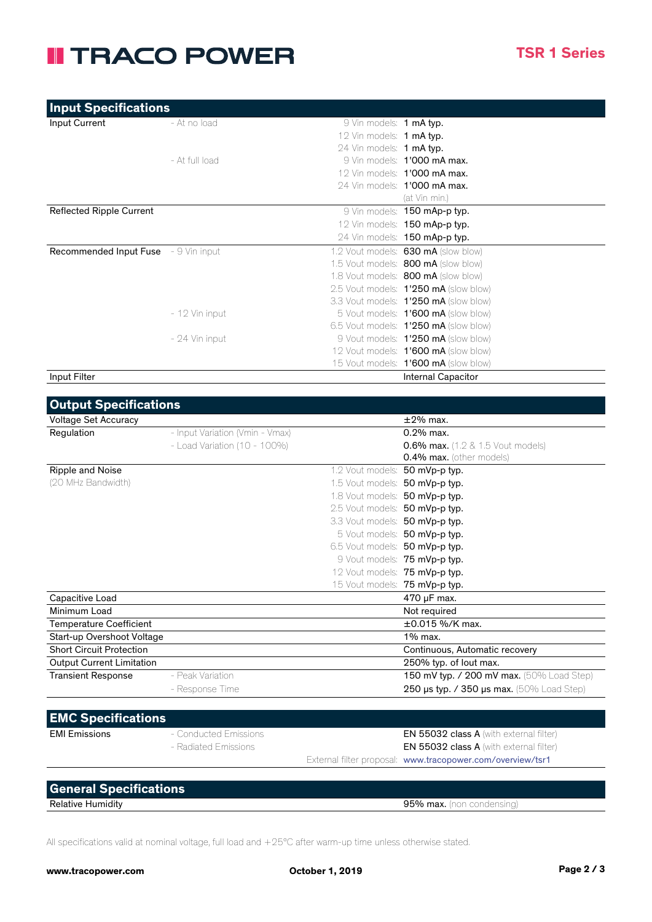## Input Specifications

| | | | |
|---|---|---|---|
| Input Current | - At no load | 9 Vin models: | **1 mA typ.** |
| | | 12 Vin models: | **1 mA typ.** |
| | | 24 Vin models: | **1 mA typ.** |
| | - At full load | 9 Vin models: | **1'000 mA max.** |
| | | 12 Vin models: | **1'000 mA max.** |
| | | 24 Vin models: | **1'000 mA max.** |
| | | | (at Vin min.) |
| Reflected Ripple Current | | 9 Vin models: | **150 mAp-p typ.** |
| | | 12 Vin models: | **150 mAp-p typ.** |
| | | 24 Vin models: | **150 mAp-p typ.** |
| Recommended Input Fuse | - 9 Vin input | 1.2 Vout models: | **630 mA** (slow blow) |
| | | 1.5 Vout models: | **800 mA** (slow blow) |
| | | 1.8 Vout models: | **800 mA** (slow blow) |
| | | 2.5 Vout models: | **1'250 mA** (slow blow) |
| | | 3.3 Vout models: | **1'250 mA** (slow blow) |
| | - 12 Vin input | 5 Vout models: | **1'600 mA** (slow blow) |
| | | 6.5 Vout models: | **1'250 mA** (slow blow) |
| | - 24 Vin input | 9 Vout models: | **1'250 mA** (slow blow) |
| | | 12 Vout models: | **1'600 mA** (slow blow) |
| | | 15 Vout models: | **1'600 mA** (slow blow) |
| Input Filter | | | Internal Capacitor |

## Output Specifications

| | | | |
|---|---|---|---|
| Voltage Set Accuracy | | | ±2% max. |
| Regulation | - Input Variation (Vmin - Vmax) | | 0.2% max. |
| | - Load Variation (10 - 100%) | | **0.6% max.** (1.2 & 1.5 Vout models) |
| | | | **0.4% max.** (other models) |
| Ripple and Noise | | 1.2 Vout models: | **50 mVp-p typ.** |
| (20 MHz Bandwidth) | | 1.5 Vout models: | **50 mVp-p typ.** |
| | | 1.8 Vout models: | **50 mVp-p typ.** |
| | | 2.5 Vout models: | **50 mVp-p typ.** |
| | | 3.3 Vout models: | **50 mVp-p typ.** |
| | | 5 Vout models: | **50 mVp-p typ.** |
| | | 6.5 Vout models: | **50 mVp-p typ.** |
| | | 9 Vout models: | **75 mVp-p typ.** |
| | | 12 Vout models: | **75 mVp-p typ.** |
| | | 15 Vout models: | **75 mVp-p typ.** |
| Capacitive Load | | | 470 µF max. |
| Minimum Load | | | Not required |
| Temperature Coefficient | | | ±0.015 %/K max. |
| Start-up Overshoot Voltage | | | 1% max. |
| Short Circuit Protection | | | Continuous, Automatic recovery |
| Output Current Limitation | | | 250% typ. of Iout max. |
| Transient Response | - Peak Variation | | **150 mV typ. / 200 mV max.** (50% Load Step) |
| | - Response Time | | **250 µs typ. / 350 µs max.** (50% Load Step) |

## EMC Specifications

| | | | |
|---|---|---|---|
| EMI Emissions | - Conducted Emissions | | **EN 55032 class A** (with external filter) |
| | - Radiated Emissions | | **EN 55032 class A** (with external filter) |
| | | External filter proposal: | www.tracopower.com/overview/tsr1 |

## General Specifications

| | |
|---|---|
| Relative Humidity | **95% max.** (non condensing) |

All specifications valid at nominal voltage, full load and +25°C after warm-up time unless otherwise stated.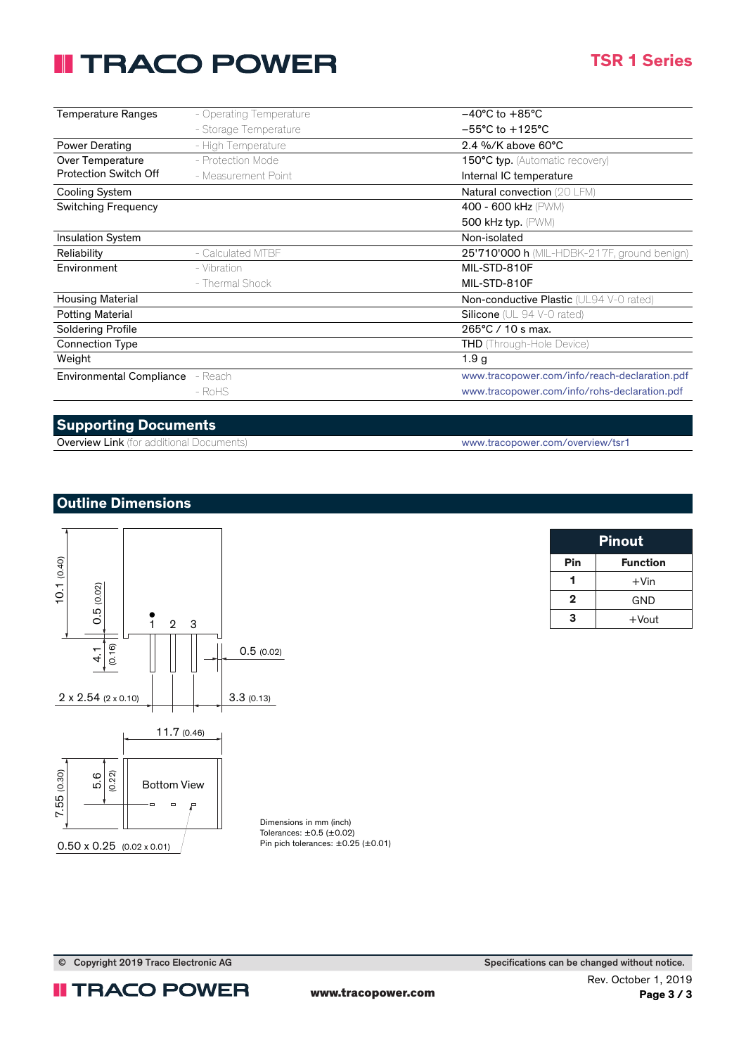| | | |
|---|---|---|
| Temperature Ranges | - Operating Temperature | −40°C to +85°C |
| | - Storage Temperature | −55°C to +125°C |
| Power Derating | - High Temperature | 2.4 %/K above 60°C |
| Over Temperature Protection Switch Off | - Protection Mode | 150°C typ. (Automatic recovery) |
| | - Measurement Point | Internal IC temperature |
| Cooling System | | Natural convection (20 LFM) |
| Switching Frequency | | 400 - 600 kHz (PWM) |
| | | 500 kHz typ. (PWM) |
| Insulation System | | Non-isolated |
| Reliability | - Calculated MTBF | 25'710'000 h (MIL-HDBK-217F, ground benign) |
| Environment | - Vibration | MIL-STD-810F |
| | - Thermal Shock | MIL-STD-810F |
| Housing Material | | Non-conductive Plastic (UL94 V-0 rated) |
| Potting Material | | Silicone (UL 94 V-0 rated) |
| Soldering Profile | | 265°C / 10 s max. |
| Connection Type | | THD (Through-Hole Device) |
| Weight | | 1.9 g |
| Environmental Compliance | - Reach | www.tracopower.com/info/reach-declaration.pdf |
| | - RoHS | www.tracopower.com/info/rohs-declaration.pdf |

## Supporting Documents

| | |
|---|---|
| Overview Link (for additional Documents) | www.tracopower.com/overview/tsr1 |

## Outline Dimensions

10.1 (0.40)
0.5 (0.02)
1 2 3
4.1 (0.16)
0.5 (0.02)
2 x 2.54 (2 x 0.10)
3.3 (0.13)
11.7 (0.46)
7.55 (0.30)
5.6 (0.22)
Bottom View
0.50 x 0.25 (0.02 x 0.01)

Dimensions in mm (inch)
Tolerances: ±0.5 (±0.02)
Pin pich tolerances: ±0.25 (±0.01)

**Pinout**

| Pin | Function |
|---|---|
| 1 | +Vin |
| 2 | GND |
| 3 | +Vout |

© Copyright 2019 Traco Electronic AG

Specifications can be changed without notice.

Rev. October 1, 2019